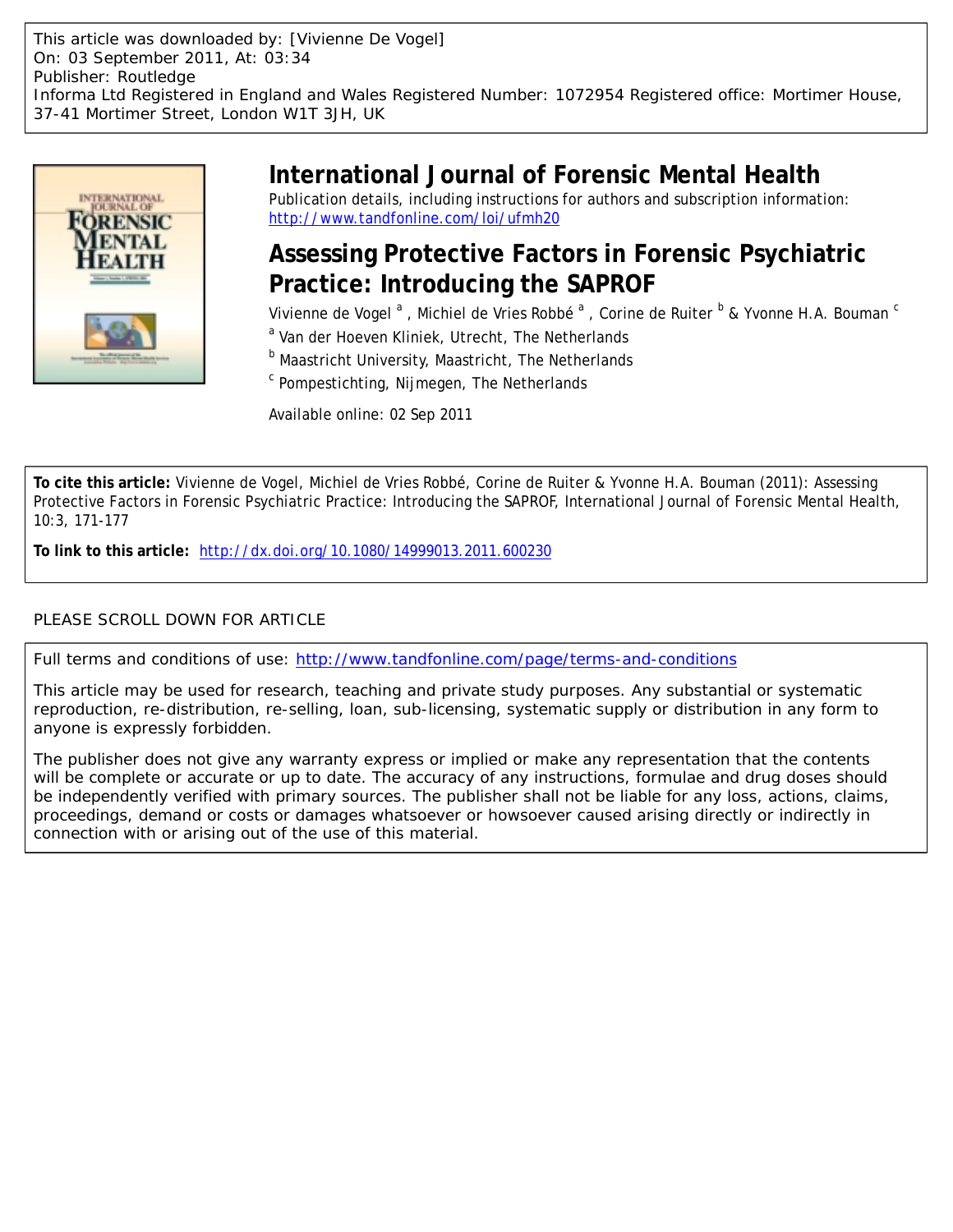This article was downloaded by: [Vivienne De Vogel]
On: 03 September 2011, At: 03:34
Publisher: Routledge
Informa Ltd Registered in England and Wales Registered Number: 1072954 Registered office: Mortimer House, 37-41 Mortimer Street, London W1T 3JH, UK

# International Journal of Forensic Mental Health

Publication details, including instructions for authors and subscription information:
http://www.tandfonline.com/loi/ufmh20

## Assessing Protective Factors in Forensic Psychiatric Practice: Introducing the SAPROF

Vivienne de Vogel [a], Michiel de Vries Robbé [a], Corine de Ruiter [b] & Yvonne H.A. Bouman [c]

[a] Van der Hoeven Kliniek, Utrecht, The Netherlands

[b] Maastricht University, Maastricht, The Netherlands

[c] Pompestichting, Nijmegen, The Netherlands

Available online: 02 Sep 2011

**To cite this article:** Vivienne de Vogel, Michiel de Vries Robbé, Corine de Ruiter & Yvonne H.A. Bouman (2011): Assessing Protective Factors in Forensic Psychiatric Practice: Introducing the SAPROF, International Journal of Forensic Mental Health, 10:3, 171-177

**To link to this article:** http://dx.doi.org/10.1080/14999013.2011.600230

PLEASE SCROLL DOWN FOR ARTICLE

Full terms and conditions of use: http://www.tandfonline.com/page/terms-and-conditions

This article may be used for research, teaching and private study purposes. Any substantial or systematic reproduction, re-distribution, re-selling, loan, sub-licensing, systematic supply or distribution in any form to anyone is expressly forbidden.

The publisher does not give any warranty express or implied or make any representation that the contents will be complete or accurate or up to date. The accuracy of any instructions, formulae and drug doses should be independently verified with primary sources. The publisher shall not be liable for any loss, actions, claims, proceedings, demand or costs or damages whatsoever or howsoever caused arising directly or indirectly in connection with or arising out of the use of this material.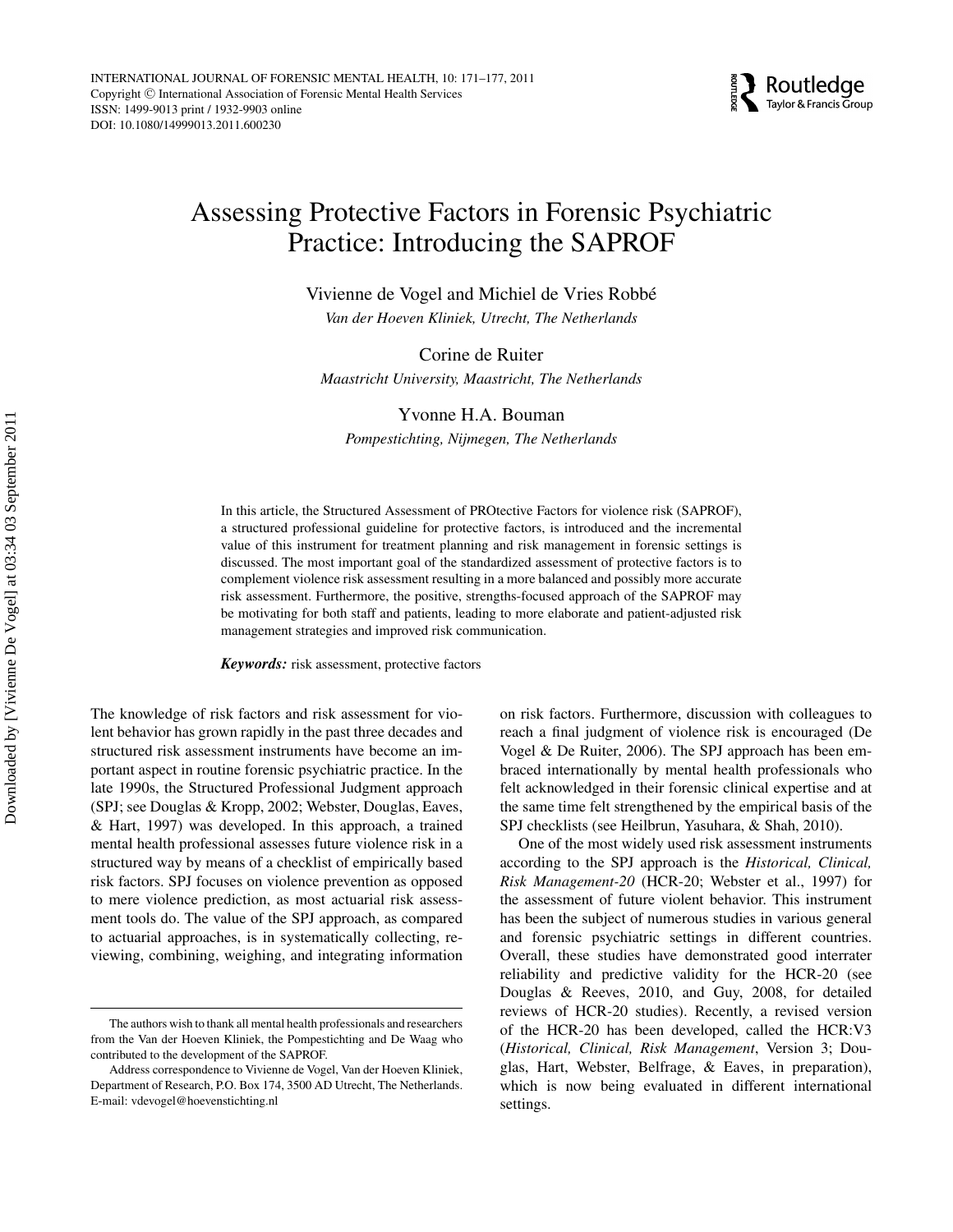# Assessing Protective Factors in Forensic Psychiatric Practice: Introducing the SAPROF

Vivienne de Vogel and Michiel de Vries Robbé

*Van der Hoeven Kliniek, Utrecht, The Netherlands*

Corine de Ruiter

*Maastricht University, Maastricht, The Netherlands*

Yvonne H.A. Bouman

*Pompestichting, Nijmegen, The Netherlands*

In this article, the Structured Assessment of PROtective Factors for violence risk (SAPROF), a structured professional guideline for protective factors, is introduced and the incremental value of this instrument for treatment planning and risk management in forensic settings is discussed. The most important goal of the standardized assessment of protective factors is to complement violence risk assessment resulting in a more balanced and possibly more accurate risk assessment. Furthermore, the positive, strengths-focused approach of the SAPROF may be motivating for both staff and patients, leading to more elaborate and patient-adjusted risk management strategies and improved risk communication.

***Keywords:*** risk assessment, protective factors

The knowledge of risk factors and risk assessment for violent behavior has grown rapidly in the past three decades and structured risk assessment instruments have become an important aspect in routine forensic psychiatric practice. In the late 1990s, the Structured Professional Judgment approach (SPJ; see Douglas & Kropp, 2002; Webster, Douglas, Eaves, & Hart, 1997) was developed. In this approach, a trained mental health professional assesses future violence risk in a structured way by means of a checklist of empirically based risk factors. SPJ focuses on violence prevention as opposed to mere violence prediction, as most actuarial risk assessment tools do. The value of the SPJ approach, as compared to actuarial approaches, is in systematically collecting, reviewing, combining, weighing, and integrating information on risk factors. Furthermore, discussion with colleagues to reach a final judgment of violence risk is encouraged (De Vogel & De Ruiter, 2006). The SPJ approach has been embraced internationally by mental health professionals who felt acknowledged in their forensic clinical expertise and at the same time felt strengthened by the empirical basis of the SPJ checklists (see Heilbrun, Yasuhara, & Shah, 2010).

One of the most widely used risk assessment instruments according to the SPJ approach is the *Historical, Clinical, Risk Management-20* (HCR-20; Webster et al., 1997) for the assessment of future violent behavior. This instrument has been the subject of numerous studies in various general and forensic psychiatric settings in different countries. Overall, these studies have demonstrated good interrater reliability and predictive validity for the HCR-20 (see Douglas & Reeves, 2010, and Guy, 2008, for detailed reviews of HCR-20 studies). Recently, a revised version of the HCR-20 has been developed, called the HCR:V3 (*Historical, Clinical, Risk Management*, Version 3; Douglas, Hart, Webster, Belfrage, & Eaves, in preparation), which is now being evaluated in different international settings.

The authors wish to thank all mental health professionals and researchers from the Van der Hoeven Kliniek, the Pompestichting and De Waag who contributed to the development of the SAPROF.

Address correspondence to Vivienne de Vogel, Van der Hoeven Kliniek, Department of Research, P.O. Box 174, 3500 AD Utrecht, The Netherlands. E-mail: vdevogel@hoevenstichting.nl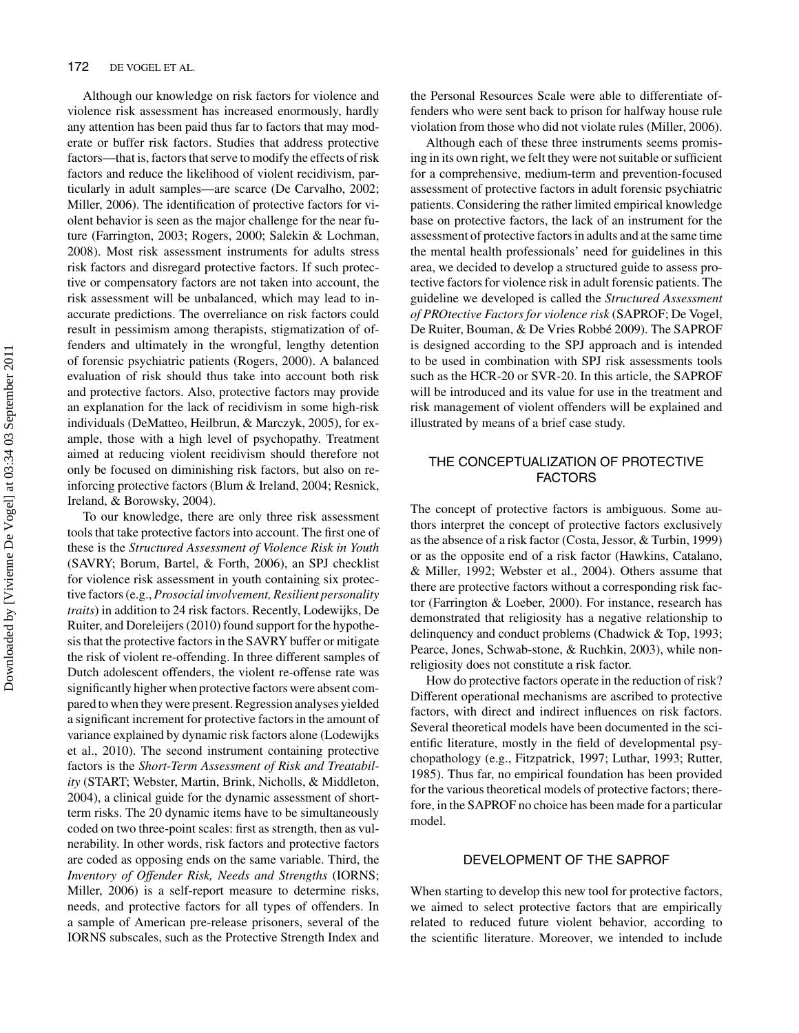Although our knowledge on risk factors for violence and violence risk assessment has increased enormously, hardly any attention has been paid thus far to factors that may moderate or buffer risk factors. Studies that address protective factors—that is, factors that serve to modify the effects of risk factors and reduce the likelihood of violent recidivism, particularly in adult samples—are scarce (De Carvalho, 2002; Miller, 2006). The identification of protective factors for violent behavior is seen as the major challenge for the near future (Farrington, 2003; Rogers, 2000; Salekin & Lochman, 2008). Most risk assessment instruments for adults stress risk factors and disregard protective factors. If such protective or compensatory factors are not taken into account, the risk assessment will be unbalanced, which may lead to inaccurate predictions. The overreliance on risk factors could result in pessimism among therapists, stigmatization of offenders and ultimately in the wrongful, lengthy detention of forensic psychiatric patients (Rogers, 2000). A balanced evaluation of risk should thus take into account both risk and protective factors. Also, protective factors may provide an explanation for the lack of recidivism in some high-risk individuals (DeMatteo, Heilbrun, & Marczyk, 2005), for example, those with a high level of psychopathy. Treatment aimed at reducing violent recidivism should therefore not only be focused on diminishing risk factors, but also on reinforcing protective factors (Blum & Ireland, 2004; Resnick, Ireland, & Borowsky, 2004).

To our knowledge, there are only three risk assessment tools that take protective factors into account. The first one of these is the *Structured Assessment of Violence Risk in Youth* (SAVRY; Borum, Bartel, & Forth, 2006), an SPJ checklist for violence risk assessment in youth containing six protective factors (e.g., *Prosocial involvement, Resilient personality traits*) in addition to 24 risk factors. Recently, Lodewijks, De Ruiter, and Doreleijers (2010) found support for the hypothesis that the protective factors in the SAVRY buffer or mitigate the risk of violent re-offending. In three different samples of Dutch adolescent offenders, the violent re-offense rate was significantly higher when protective factors were absent compared to when they were present. Regression analyses yielded a significant increment for protective factors in the amount of variance explained by dynamic risk factors alone (Lodewijks et al., 2010). The second instrument containing protective factors is the *Short-Term Assessment of Risk and Treatability* (START; Webster, Martin, Brink, Nicholls, & Middleton, 2004), a clinical guide for the dynamic assessment of short-term risks. The 20 dynamic items have to be simultaneously coded on two three-point scales: first as strength, then as vulnerability. In other words, risk factors and protective factors are coded as opposing ends on the same variable. Third, the *Inventory of Offender Risk, Needs and Strengths* (IORNS; Miller, 2006) is a self-report measure to determine risks, needs, and protective factors for all types of offenders. In a sample of American pre-release prisoners, several of the IORNS subscales, such as the Protective Strength Index and the Personal Resources Scale were able to differentiate offenders who were sent back to prison for halfway house rule violation from those who did not violate rules (Miller, 2006).

Although each of these three instruments seems promising in its own right, we felt they were not suitable or sufficient for a comprehensive, medium-term and prevention-focused assessment of protective factors in adult forensic psychiatric patients. Considering the rather limited empirical knowledge base on protective factors, the lack of an instrument for the assessment of protective factors in adults and at the same time the mental health professionals' need for guidelines in this area, we decided to develop a structured guide to assess protective factors for violence risk in adult forensic patients. The guideline we developed is called the *Structured Assessment of PROtective Factors for violence risk* (SAPROF; De Vogel, De Ruiter, Bouman, & De Vries Robbé 2009). The SAPROF is designed according to the SPJ approach and is intended to be used in combination with SPJ risk assessments tools such as the HCR-20 or SVR-20. In this article, the SAPROF will be introduced and its value for use in the treatment and risk management of violent offenders will be explained and illustrated by means of a brief case study.

## THE CONCEPTUALIZATION OF PROTECTIVE FACTORS

The concept of protective factors is ambiguous. Some authors interpret the concept of protective factors exclusively as the absence of a risk factor (Costa, Jessor, & Turbin, 1999) or as the opposite end of a risk factor (Hawkins, Catalano, & Miller, 1992; Webster et al., 2004). Others assume that there are protective factors without a corresponding risk factor (Farrington & Loeber, 2000). For instance, research has demonstrated that religiosity has a negative relationship to delinquency and conduct problems (Chadwick & Top, 1993; Pearce, Jones, Schwab-stone, & Ruchkin, 2003), while nonreligiosity does not constitute a risk factor.

How do protective factors operate in the reduction of risk? Different operational mechanisms are ascribed to protective factors, with direct and indirect influences on risk factors. Several theoretical models have been documented in the scientific literature, mostly in the field of developmental psychopathology (e.g., Fitzpatrick, 1997; Luthar, 1993; Rutter, 1985). Thus far, no empirical foundation has been provided for the various theoretical models of protective factors; therefore, in the SAPROF no choice has been made for a particular model.

## DEVELOPMENT OF THE SAPROF

When starting to develop this new tool for protective factors, we aimed to select protective factors that are empirically related to reduced future violent behavior, according to the scientific literature. Moreover, we intended to include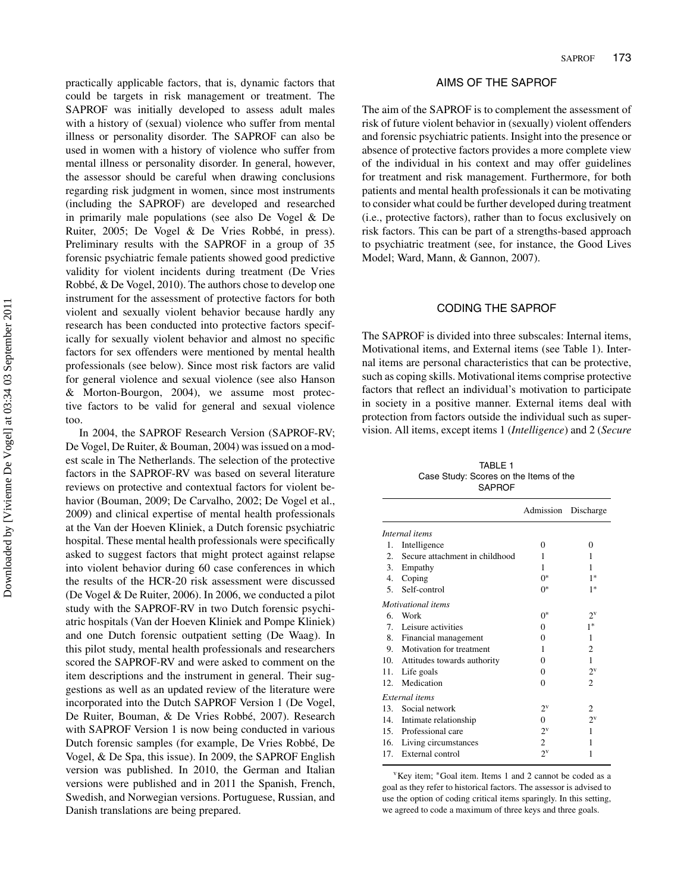practically applicable factors, that is, dynamic factors that could be targets in risk management or treatment. The SAPROF was initially developed to assess adult males with a history of (sexual) violence who suffer from mental illness or personality disorder. The SAPROF can also be used in women with a history of violence who suffer from mental illness or personality disorder. In general, however, the assessor should be careful when drawing conclusions regarding risk judgment in women, since most instruments (including the SAPROF) are developed and researched in primarily male populations (see also De Vogel & De Ruiter, 2005; De Vogel & De Vries Robbé, in press). Preliminary results with the SAPROF in a group of 35 forensic psychiatric female patients showed good predictive validity for violent incidents during treatment (De Vries Robbé, & De Vogel, 2010). The authors chose to develop one instrument for the assessment of protective factors for both violent and sexually violent behavior because hardly any research has been conducted into protective factors specifically for sexually violent behavior and almost no specific factors for sex offenders were mentioned by mental health professionals (see below). Since most risk factors are valid for general violence and sexual violence (see also Hanson & Morton-Bourgon, 2004), we assume most protective factors to be valid for general and sexual violence too.

In 2004, the SAPROF Research Version (SAPROF-RV; De Vogel, De Ruiter, & Bouman, 2004) was issued on a modest scale in The Netherlands. The selection of the protective factors in the SAPROF-RV was based on several literature reviews on protective and contextual factors for violent behavior (Bouman, 2009; De Carvalho, 2002; De Vogel et al., 2009) and clinical expertise of mental health professionals at the Van der Hoeven Kliniek, a Dutch forensic psychiatric hospital. These mental health professionals were specifically asked to suggest factors that might protect against relapse into violent behavior during 60 case conferences in which the results of the HCR-20 risk assessment were discussed (De Vogel & De Ruiter, 2006). In 2006, we conducted a pilot study with the SAPROF-RV in two Dutch forensic psychiatric hospitals (Van der Hoeven Kliniek and Pompe Kliniek) and one Dutch forensic outpatient setting (De Waag). In this pilot study, mental health professionals and researchers scored the SAPROF-RV and were asked to comment on the item descriptions and the instrument in general. Their suggestions as well as an updated review of the literature were incorporated into the Dutch SAPROF Version 1 (De Vogel, De Ruiter, Bouman, & De Vries Robbé, 2007). Research with SAPROF Version 1 is now being conducted in various Dutch forensic samples (for example, De Vries Robbé, De Vogel, & De Spa, this issue). In 2009, the SAPROF English version was published. In 2010, the German and Italian versions were published and in 2011 the Spanish, French, Swedish, and Norwegian versions. Portuguese, Russian, and Danish translations are being prepared.

## AIMS OF THE SAPROF

The aim of the SAPROF is to complement the assessment of risk of future violent behavior in (sexually) violent offenders and forensic psychiatric patients. Insight into the presence or absence of protective factors provides a more complete view of the individual in his context and may offer guidelines for treatment and risk management. Furthermore, for both patients and mental health professionals it can be motivating to consider what could be further developed during treatment (i.e., protective factors), rather than to focus exclusively on risk factors. This can be part of a strengths-based approach to psychiatric treatment (see, for instance, the Good Lives Model; Ward, Mann, & Gannon, 2007).

## CODING THE SAPROF

The SAPROF is divided into three subscales: Internal items, Motivational items, and External items (see Table 1). Internal items are personal characteristics that can be protective, such as coping skills. Motivational items comprise protective factors that reflect an individual's motivation to participate in society in a positive manner. External items deal with protection from factors outside the individual such as supervision. All items, except items 1 (*Intelligence*) and 2 (*Secure*

TABLE 1
Case Study: Scores on the Items of the SAPROF

| | Admission | Discharge |
|---|---|---|
| *Internal items* | | |
| 1. Intelligence | 0 | 0 |
| 2. Secure attachment in childhood | 1 | 1 |
| 3. Empathy | 1 | 1 |
| 4. Coping | 0* | 1* |
| 5. Self-control | 0* | 1* |
| *Motivational items* | | |
| 6. Work | 0* | 2v |
| 7. Leisure activities | 0 | 1* |
| 8. Financial management | 0 | 1 |
| 9. Motivation for treatment | 1 | 2 |
| 10. Attitudes towards authority | 0 | 1 |
| 11. Life goals | 0 | 2v |
| 12. Medication | 0 | 2 |
| *External items* | | |
| 13. Social network | 2v | 2 |
| 14. Intimate relationship | 0 | 2v |
| 15. Professional care | 2v | 1 |
| 16. Living circumstances | 2 | 1 |
| 17. External control | 2v | 1 |

vKey item; *Goal item. Items 1 and 2 cannot be coded as a goal as they refer to historical factors. The assessor is advised to use the option of coding critical items sparingly. In this setting, we agreed to code a maximum of three keys and three goals.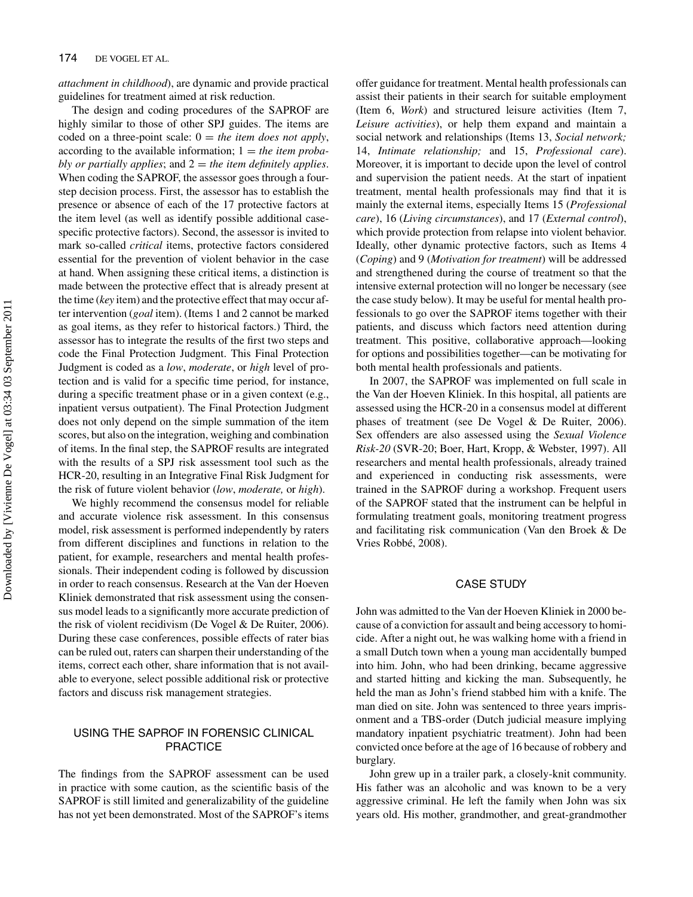*attachment in childhood*), are dynamic and provide practical guidelines for treatment aimed at risk reduction.

The design and coding procedures of the SAPROF are highly similar to those of other SPJ guides. The items are coded on a three-point scale: 0 = *the item does not apply*, according to the available information; 1 = *the item probably or partially applies*; and 2 = *the item definitely applies*. When coding the SAPROF, the assessor goes through a four-step decision process. First, the assessor has to establish the presence or absence of each of the 17 protective factors at the item level (as well as identify possible additional case-specific protective factors). Second, the assessor is invited to mark so-called *critical* items, protective factors considered essential for the prevention of violent behavior in the case at hand. When assigning these critical items, a distinction is made between the protective effect that is already present at the time (*key* item) and the protective effect that may occur after intervention (*goal* item). (Items 1 and 2 cannot be marked as goal items, as they refer to historical factors.) Third, the assessor has to integrate the results of the first two steps and code the Final Protection Judgment. This Final Protection Judgment is coded as a *low*, *moderate*, or *high* level of protection and is valid for a specific time period, for instance, during a specific treatment phase or in a given context (e.g., inpatient versus outpatient). The Final Protection Judgment does not only depend on the simple summation of the item scores, but also on the integration, weighing and combination of items. In the final step, the SAPROF results are integrated with the results of a SPJ risk assessment tool such as the HCR-20, resulting in an Integrative Final Risk Judgment for the risk of future violent behavior (*low*, *moderate,* or *high*).

We highly recommend the consensus model for reliable and accurate violence risk assessment. In this consensus model, risk assessment is performed independently by raters from different disciplines and functions in relation to the patient, for example, researchers and mental health professionals. Their independent coding is followed by discussion in order to reach consensus. Research at the Van der Hoeven Kliniek demonstrated that risk assessment using the consensus model leads to a significantly more accurate prediction of the risk of violent recidivism (De Vogel & De Ruiter, 2006). During these case conferences, possible effects of rater bias can be ruled out, raters can sharpen their understanding of the items, correct each other, share information that is not available to everyone, select possible additional risk or protective factors and discuss risk management strategies.

## USING THE SAPROF IN FORENSIC CLINICAL PRACTICE

The findings from the SAPROF assessment can be used in practice with some caution, as the scientific basis of the SAPROF is still limited and generalizability of the guideline has not yet been demonstrated. Most of the SAPROF's items offer guidance for treatment. Mental health professionals can assist their patients in their search for suitable employment (Item 6, *Work*) and structured leisure activities (Item 7, *Leisure activities*), or help them expand and maintain a social network and relationships (Items 13, *Social network;* 14, *Intimate relationship;* and 15, *Professional care*). Moreover, it is important to decide upon the level of control and supervision the patient needs. At the start of inpatient treatment, mental health professionals may find that it is mainly the external items, especially Items 15 (*Professional care*), 16 (*Living circumstances*), and 17 (*External control*), which provide protection from relapse into violent behavior. Ideally, other dynamic protective factors, such as Items 4 (*Coping*) and 9 (*Motivation for treatment*) will be addressed and strengthened during the course of treatment so that the intensive external protection will no longer be necessary (see the case study below). It may be useful for mental health professionals to go over the SAPROF items together with their patients, and discuss which factors need attention during treatment. This positive, collaborative approach—looking for options and possibilities together—can be motivating for both mental health professionals and patients.

In 2007, the SAPROF was implemented on full scale in the Van der Hoeven Kliniek. In this hospital, all patients are assessed using the HCR-20 in a consensus model at different phases of treatment (see De Vogel & De Ruiter, 2006). Sex offenders are also assessed using the *Sexual Violence Risk-20* (SVR-20; Boer, Hart, Kropp, & Webster, 1997). All researchers and mental health professionals, already trained and experienced in conducting risk assessments, were trained in the SAPROF during a workshop. Frequent users of the SAPROF stated that the instrument can be helpful in formulating treatment goals, monitoring treatment progress and facilitating risk communication (Van den Broek & De Vries Robbé, 2008).

## CASE STUDY

John was admitted to the Van der Hoeven Kliniek in 2000 because of a conviction for assault and being accessory to homicide. After a night out, he was walking home with a friend in a small Dutch town when a young man accidentally bumped into him. John, who had been drinking, became aggressive and started hitting and kicking the man. Subsequently, he held the man as John's friend stabbed him with a knife. The man died on site. John was sentenced to three years imprisonment and a TBS-order (Dutch judicial measure implying mandatory inpatient psychiatric treatment). John had been convicted once before at the age of 16 because of robbery and burglary.

John grew up in a trailer park, a closely-knit community. His father was an alcoholic and was known to be a very aggressive criminal. He left the family when John was six years old. His mother, grandmother, and great-grandmother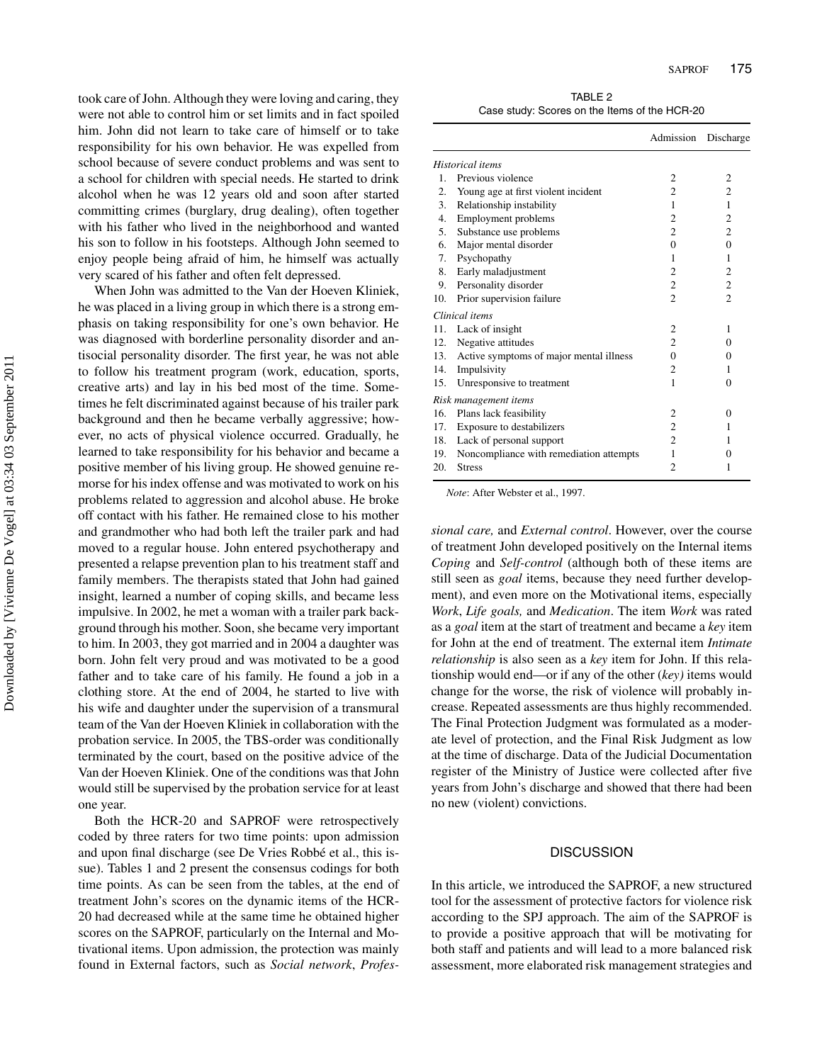took care of John. Although they were loving and caring, they were not able to control him or set limits and in fact spoiled him. John did not learn to take care of himself or to take responsibility for his own behavior. He was expelled from school because of severe conduct problems and was sent to a school for children with special needs. He started to drink alcohol when he was 12 years old and soon after started committing crimes (burglary, drug dealing), often together with his father who lived in the neighborhood and wanted his son to follow in his footsteps. Although John seemed to enjoy people being afraid of him, he himself was actually very scared of his father and often felt depressed.

When John was admitted to the Van der Hoeven Kliniek, he was placed in a living group in which there is a strong emphasis on taking responsibility for one's own behavior. He was diagnosed with borderline personality disorder and antisocial personality disorder. The first year, he was not able to follow his treatment program (work, education, sports, creative arts) and lay in his bed most of the time. Sometimes he felt discriminated against because of his trailer park background and then he became verbally aggressive; however, no acts of physical violence occurred. Gradually, he learned to take responsibility for his behavior and became a positive member of his living group. He showed genuine remorse for his index offense and was motivated to work on his problems related to aggression and alcohol abuse. He broke off contact with his father. He remained close to his mother and grandmother who had both left the trailer park and had moved to a regular house. John entered psychotherapy and presented a relapse prevention plan to his treatment staff and family members. The therapists stated that John had gained insight, learned a number of coping skills, and became less impulsive. In 2002, he met a woman with a trailer park background through his mother. Soon, she became very important to him. In 2003, they got married and in 2004 a daughter was born. John felt very proud and was motivated to be a good father and to take care of his family. He found a job in a clothing store. At the end of 2004, he started to live with his wife and daughter under the supervision of a transmural team of the Van der Hoeven Kliniek in collaboration with the probation service. In 2005, the TBS-order was conditionally terminated by the court, based on the positive advice of the Van der Hoeven Kliniek. One of the conditions was that John would still be supervised by the probation service for at least one year.

Both the HCR-20 and SAPROF were retrospectively coded by three raters for two time points: upon admission and upon final discharge (see De Vries Robbé et al., this issue). Tables 1 and 2 present the consensus codings for both time points. As can be seen from the tables, at the end of treatment John's scores on the dynamic items of the HCR-20 had decreased while at the same time he obtained higher scores on the SAPROF, particularly on the Internal and Motivational items. Upon admission, the protection was mainly found in External factors, such as *Social network*, *Professional care,* and *External control*. However, over the course of treatment John developed positively on the Internal items *Coping* and *Self-control* (although both of these items are still seen as *goal* items, because they need further development), and even more on the Motivational items, especially *Work*, *Life goals,* and *Medication*. The item *Work* was rated as a *goal* item at the start of treatment and became a *key* item for John at the end of treatment. The external item *Intimate relationship* is also seen as a *key* item for John. If this relationship would end—or if any of the other (*key)* items would change for the worse, the risk of violence will probably increase. Repeated assessments are thus highly recommended. The Final Protection Judgment was formulated as a moderate level of protection, and the Final Risk Judgment as low at the time of discharge. Data of the Judicial Documentation register of the Ministry of Justice were collected after five years from John's discharge and showed that there had been no new (violent) convictions.

TABLE 2
Case study: Scores on the Items of the HCR-20

| | Admission | Discharge |
|---|---|---|
| *Historical items* | | |
| 1. Previous violence | 2 | 2 |
| 2. Young age at first violent incident | 2 | 2 |
| 3. Relationship instability | 1 | 1 |
| 4. Employment problems | 2 | 2 |
| 5. Substance use problems | 2 | 2 |
| 6. Major mental disorder | 0 | 0 |
| 7. Psychopathy | 1 | 1 |
| 8. Early maladjustment | 2 | 2 |
| 9. Personality disorder | 2 | 2 |
| 10. Prior supervision failure | 2 | 2 |
| *Clinical items* | | |
| 11. Lack of insight | 2 | 1 |
| 12. Negative attitudes | 2 | 0 |
| 13. Active symptoms of major mental illness | 0 | 0 |
| 14. Impulsivity | 2 | 1 |
| 15. Unresponsive to treatment | 1 | 0 |
| *Risk management items* | | |
| 16. Plans lack feasibility | 2 | 0 |
| 17. Exposure to destabilizers | 2 | 1 |
| 18. Lack of personal support | 2 | 1 |
| 19. Noncompliance with remediation attempts | 1 | 0 |
| 20. Stress | 2 | 1 |

*Note*: After Webster et al., 1997.

## DISCUSSION

In this article, we introduced the SAPROF, a new structured tool for the assessment of protective factors for violence risk according to the SPJ approach. The aim of the SAPROF is to provide a positive approach that will be motivating for both staff and patients and will lead to a more balanced risk assessment, more elaborated risk management strategies and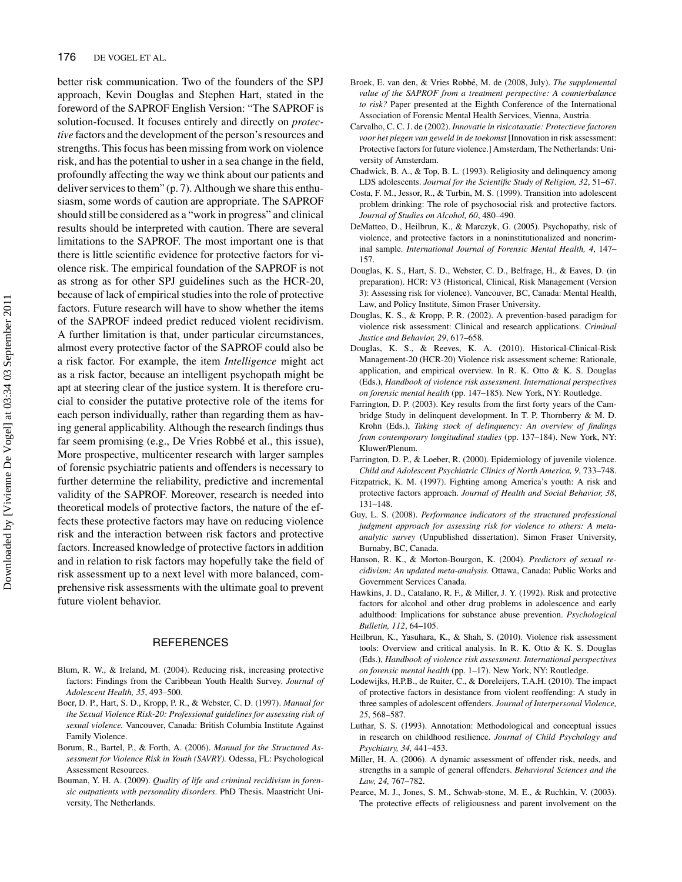better risk communication. Two of the founders of the SPJ approach, Kevin Douglas and Stephen Hart, stated in the foreword of the SAPROF English Version: "The SAPROF is solution-focused. It focuses entirely and directly on *protective* factors and the development of the person's resources and strengths. This focus has been missing from work on violence risk, and has the potential to usher in a sea change in the field, profoundly affecting the way we think about our patients and deliver services to them" (p. 7). Although we share this enthusiasm, some words of caution are appropriate. The SAPROF should still be considered as a "work in progress" and clinical results should be interpreted with caution. There are several limitations to the SAPROF. The most important one is that there is little scientific evidence for protective factors for violence risk. The empirical foundation of the SAPROF is not as strong as for other SPJ guidelines such as the HCR-20, because of lack of empirical studies into the role of protective factors. Future research will have to show whether the items of the SAPROF indeed predict reduced violent recidivism. A further limitation is that, under particular circumstances, almost every protective factor of the SAPROF could also be a risk factor. For example, the item *Intelligence* might act as a risk factor, because an intelligent psychopath might be apt at steering clear of the justice system. It is therefore crucial to consider the putative protective role of the items for each person individually, rather than regarding them as having general applicability. Although the research findings thus far seem promising (e.g., De Vries Robbé et al., this issue), More prospective, multicenter research with larger samples of forensic psychiatric patients and offenders is necessary to further determine the reliability, predictive and incremental validity of the SAPROF. Moreover, research is needed into theoretical models of protective factors, the nature of the effects these protective factors may have on reducing violence risk and the interaction between risk factors and protective factors. Increased knowledge of protective factors in addition and in relation to risk factors may hopefully take the field of risk assessment up to a next level with more balanced, comprehensive risk assessments with the ultimate goal to prevent future violent behavior.

## REFERENCES

Blum, R. W., & Ireland, M. (2004). Reducing risk, increasing protective factors: Findings from the Caribbean Youth Health Survey. *Journal of Adolescent Health, 35*, 493–500.

Boer, D. P., Hart, S. D., Kropp, P. R., & Webster, C. D. (1997). *Manual for the Sexual Violence Risk-20: Professional guidelines for assessing risk of sexual violence.* Vancouver, Canada: British Columbia Institute Against Family Violence.

Borum, R., Bartel, P., & Forth, A. (2006). *Manual for the Structured Assessment for Violence Risk in Youth (SAVRY).* Odessa, FL: Psychological Assessment Resources.

Bouman, Y. H. A. (2009). *Quality of life and criminal recidivism in forensic outpatients with personality disorders*. PhD Thesis. Maastricht University, The Netherlands.

Broek, E. van den, & Vries Robbé, M. de (2008, July). *The supplemental value of the SAPROF from a treatment perspective: A counterbalance to risk?* Paper presented at the Eighth Conference of the International Association of Forensic Mental Health Services, Vienna, Austria.

Carvalho, C. C. J. de (2002). *Innovatie in risicotaxatie: Protectieve factoren voor het plegen van geweld in de toekomst* [Innovation in risk assessment: Protective factors for future violence.] Amsterdam, The Netherlands: University of Amsterdam.

Chadwick, B. A., & Top, B. L. (1993). Religiosity and delinquency among LDS adolescents. *Journal for the Scientific Study of Religion, 32*, 51–67.

Costa, F. M., Jessor, R., & Turbin, M. S. (1999). Transition into adolescent problem drinking: The role of psychosocial risk and protective factors. *Journal of Studies on Alcohol, 60*, 480–490.

DeMatteo, D., Heilbrun, K., & Marczyk, G. (2005). Psychopathy, risk of violence, and protective factors in a noninstitutionalized and noncriminal sample. *International Journal of Forensic Mental Health, 4*, 147–157.

Douglas, K. S., Hart, S. D., Webster, C. D., Belfrage, H., & Eaves, D. (in preparation). HCR: V3 (Historical, Clinical, Risk Management (Version 3): Assessing risk for violence). Vancouver, BC, Canada: Mental Health, Law, and Policy Institute, Simon Fraser University.

Douglas, K. S., & Kropp, P. R. (2002). A prevention-based paradigm for violence risk assessment: Clinical and research applications. *Criminal Justice and Behavior, 29*, 617–658.

Douglas, K. S., & Reeves, K. A. (2010). Historical-Clinical-Risk Management-20 (HCR-20) Violence risk assessment scheme: Rationale, application, and empirical overview. In R. K. Otto & K. S. Douglas (Eds.), *Handbook of violence risk assessment. International perspectives on forensic mental health* (pp. 147–185). New York, NY: Routledge.

Farrington, D. P. (2003). Key results from the first forty years of the Cambridge Study in delinquent development. In T. P. Thornberry & M. D. Krohn (Eds.), *Taking stock of delinquency: An overview of findings from contemporary longitudinal studies* (pp. 137–184). New York, NY: Kluwer/Plenum.

Farrington, D. P., & Loeber, R. (2000). Epidemiology of juvenile violence. *Child and Adolescent Psychiatric Clinics of North America, 9*, 733–748.

Fitzpatrick, K. M. (1997). Fighting among America's youth: A risk and protective factors approach. *Journal of Health and Social Behavior, 38*, 131–148.

Guy, L. S. (2008). *Performance indicators of the structured professional judgment approach for assessing risk for violence to others: A meta-analytic survey* (Unpublished dissertation). Simon Fraser University, Burnaby, BC, Canada.

Hanson, R. K., & Morton-Bourgon, K. (2004). *Predictors of sexual recidivism: An updated meta-analysis.* Ottawa, Canada: Public Works and Government Services Canada.

Hawkins, J. D., Catalano, R. F., & Miller, J. Y. (1992). Risk and protective factors for alcohol and other drug problems in adolescence and early adulthood: Implications for substance abuse prevention. *Psychological Bulletin, 112*, 64–105.

Heilbrun, K., Yasuhara, K., & Shah, S. (2010). Violence risk assessment tools: Overview and critical analysis. In R. K. Otto & K. S. Douglas (Eds.), *Handbook of violence risk assessment. International perspectives on forensic mental health* (pp. 1–17). New York, NY: Routledge.

Lodewijks, H.P.B., de Ruiter, C., & Doreleijers, T.A.H. (2010). The impact of protective factors in desistance from violent reoffending: A study in three samples of adolescent offenders. *Journal of Interpersonal Violence, 25*, 568–587.

Luthar, S. S. (1993). Annotation: Methodological and conceptual issues in research on childhood resilience. *Journal of Child Psychology and Psychiatry, 34,* 441–453.

Miller, H. A. (2006). A dynamic assessment of offender risk, needs, and strengths in a sample of general offenders. *Behavioral Sciences and the Law, 24,* 767–782.

Pearce, M. J., Jones, S. M., Schwab-stone, M. E., & Ruchkin, V. (2003). The protective effects of religiousness and parent involvement on the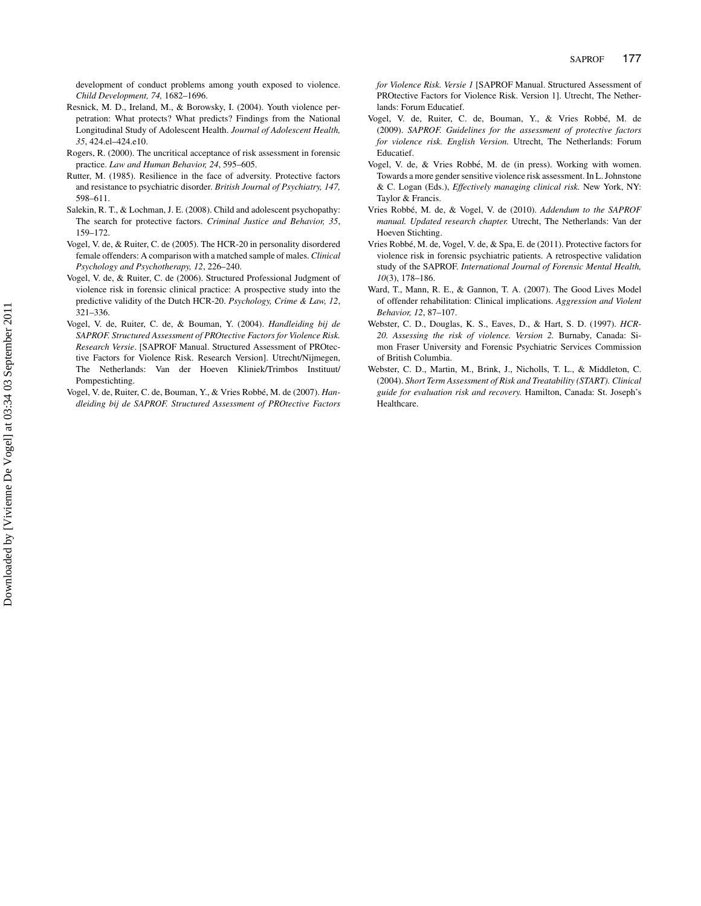development of conduct problems among youth exposed to violence. *Child Development, 74,* 1682–1696.

Resnick, M. D., Ireland, M., & Borowsky, I. (2004). Youth violence perpetration: What protects? What predicts? Findings from the National Longitudinal Study of Adolescent Health. *Journal of Adolescent Health, 35*, 424.el–424.e10.

Rogers, R. (2000). The uncritical acceptance of risk assessment in forensic practice. *Law and Human Behavior, 24*, 595–605.

Rutter, M. (1985). Resilience in the face of adversity. Protective factors and resistance to psychiatric disorder. *British Journal of Psychiatry, 147,* 598–611.

Salekin, R. T., & Lochman, J. E. (2008). Child and adolescent psychopathy: The search for protective factors. *Criminal Justice and Behavior, 35*, 159–172.

Vogel, V. de, & Ruiter, C. de (2005). The HCR-20 in personality disordered female offenders: A comparison with a matched sample of males. *Clinical Psychology and Psychotherapy, 12*, 226–240.

Vogel, V. de, & Ruiter, C. de (2006). Structured Professional Judgment of violence risk in forensic clinical practice: A prospective study into the predictive validity of the Dutch HCR-20. *Psychology, Crime & Law, 12*, 321–336.

Vogel, V. de, Ruiter, C. de, & Bouman, Y. (2004). *Handleiding bij de SAPROF. Structured Assessment of PROtective Factors for Violence Risk. Research Versie*. [SAPROF Manual. Structured Assessment of PROtective Factors for Violence Risk. Research Version]. Utrecht/Nijmegen, The Netherlands: Van der Hoeven Kliniek/Trimbos Instituut/ Pompestichting.

Vogel, V. de, Ruiter, C. de, Bouman, Y., & Vries Robbé, M. de (2007). *Handleiding bij de SAPROF. Structured Assessment of PROtective Factors for Violence Risk. Versie 1* [SAPROF Manual. Structured Assessment of PROtective Factors for Violence Risk. Version 1]. Utrecht, The Netherlands: Forum Educatief.

Vogel, V. de, Ruiter, C. de, Bouman, Y., & Vries Robbé, M. de (2009). *SAPROF. Guidelines for the assessment of protective factors for violence risk. English Version.* Utrecht, The Netherlands: Forum Educatief.

Vogel, V. de, & Vries Robbé, M. de (in press). Working with women. Towards a more gender sensitive violence risk assessment. In L. Johnstone & C. Logan (Eds.), *Effectively managing clinical risk.* New York, NY: Taylor & Francis.

Vries Robbé, M. de, & Vogel, V. de (2010). *Addendum to the SAPROF manual. Updated research chapter.* Utrecht, The Netherlands: Van der Hoeven Stichting.

Vries Robbé, M. de, Vogel, V. de, & Spa, E. de (2011). Protective factors for violence risk in forensic psychiatric patients. A retrospective validation study of the SAPROF. *International Journal of Forensic Mental Health, 10*(3), 178–186.

Ward, T., Mann, R. E., & Gannon, T. A. (2007). The Good Lives Model of offender rehabilitation: Clinical implications. *Aggression and Violent Behavior, 12*, 87–107.

Webster, C. D., Douglas, K. S., Eaves, D., & Hart, S. D. (1997). *HCR-20. Assessing the risk of violence. Version 2.* Burnaby, Canada: Simon Fraser University and Forensic Psychiatric Services Commission of British Columbia.

Webster, C. D., Martin, M., Brink, J., Nicholls, T. L., & Middleton, C. (2004). *Short Term Assessment of Risk and Treatability (START). Clinical guide for evaluation risk and recovery.* Hamilton, Canada: St. Joseph's Healthcare.